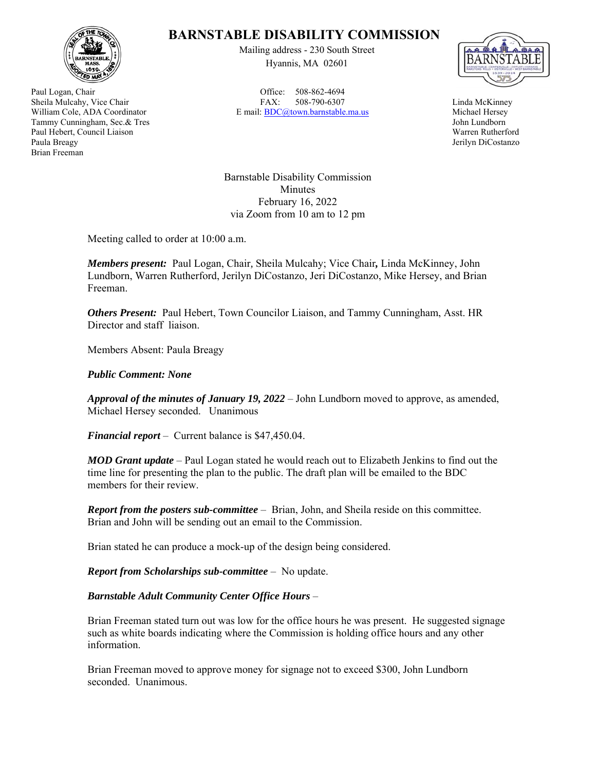# BARNSTABLE DISABILITY COMMISSION

Mailing address - 230 South Street
Hyannis, MA 02601

Office: 508-862-4694
FAX: 508-790-6307
E mail: BDC@town.barnstable.ma.us

Paul Logan, Chair
Sheila Mulcahy, Vice Chair
William Cole, ADA Coordinator
Tammy Cunningham, Sec.& Tres
Paul Hebert, Council Liaison
Paula Breagy
Brian Freeman

Linda McKinney
Michael Hersey
John Lundborn
Warren Rutherford
Jerilyn DiCostanzo

Barnstable Disability Commission
Minutes
February 16, 2022
via Zoom from 10 am to 12 pm

Meeting called to order at 10:00 a.m.

***Members present:*** Paul Logan, Chair, Sheila Mulcahy; Vice Chair**,** Linda McKinney, John Lundborn, Warren Rutherford, Jerilyn DiCostanzo, Jeri DiCostanzo, Mike Hersey, and Brian Freeman.

***Others Present:*** Paul Hebert, Town Councilor Liaison, and Tammy Cunningham, Asst. HR Director and staff liaison.

Members Absent: Paula Breagy

***Public Comment: None***

***Approval of the minutes of January 19, 2022*** – John Lundborn moved to approve, as amended, Michael Hersey seconded. Unanimous

***Financial report*** – Current balance is $47,450.04.

***MOD Grant update*** – Paul Logan stated he would reach out to Elizabeth Jenkins to find out the time line for presenting the plan to the public. The draft plan will be emailed to the BDC members for their review.

***Report from the posters sub-committee*** – Brian, John, and Sheila reside on this committee. Brian and John will be sending out an email to the Commission.

Brian stated he can produce a mock-up of the design being considered.

***Report from Scholarships sub-committee*** – No update.

***Barnstable Adult Community Center Office Hours*** –

Brian Freeman stated turn out was low for the office hours he was present. He suggested signage such as white boards indicating where the Commission is holding office hours and any other information.

Brian Freeman moved to approve money for signage not to exceed $300, John Lundborn seconded. Unanimous.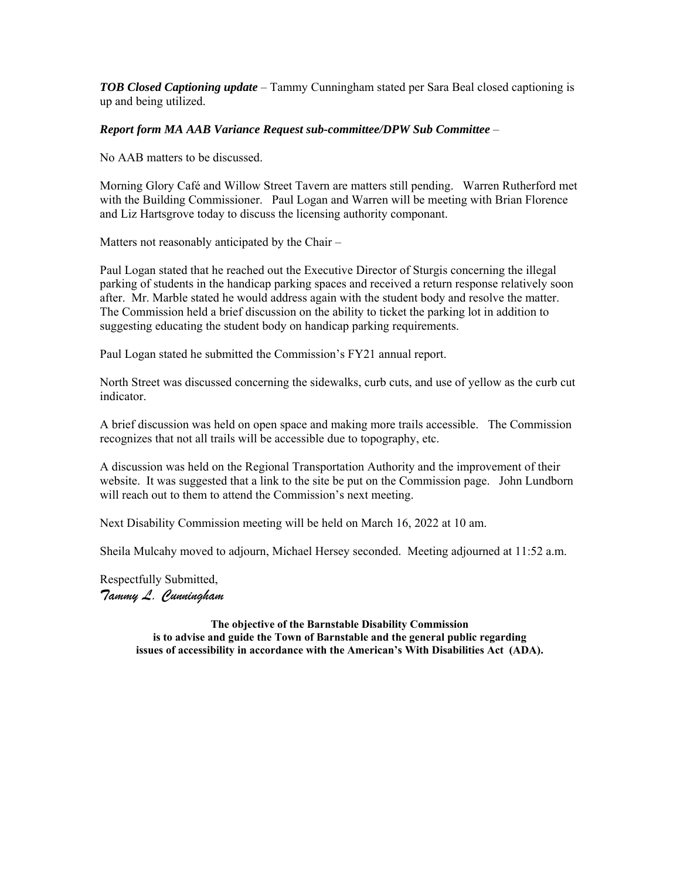***TOB Closed Captioning update*** – Tammy Cunningham stated per Sara Beal closed captioning is up and being utilized.

***Report form MA AAB Variance Request sub-committee/DPW Sub Committee*** –

No AAB matters to be discussed.

Morning Glory Café and Willow Street Tavern are matters still pending. Warren Rutherford met with the Building Commissioner. Paul Logan and Warren will be meeting with Brian Florence and Liz Hartsgrove today to discuss the licensing authority componant.

Matters not reasonably anticipated by the Chair –

Paul Logan stated that he reached out the Executive Director of Sturgis concerning the illegal parking of students in the handicap parking spaces and received a return response relatively soon after. Mr. Marble stated he would address again with the student body and resolve the matter. The Commission held a brief discussion on the ability to ticket the parking lot in addition to suggesting educating the student body on handicap parking requirements.

Paul Logan stated he submitted the Commission's FY21 annual report.

North Street was discussed concerning the sidewalks, curb cuts, and use of yellow as the curb cut indicator.

A brief discussion was held on open space and making more trails accessible. The Commission recognizes that not all trails will be accessible due to topography, etc.

A discussion was held on the Regional Transportation Authority and the improvement of their website. It was suggested that a link to the site be put on the Commission page. John Lundborn will reach out to them to attend the Commission's next meeting.

Next Disability Commission meeting will be held on March 16, 2022 at 10 am.

Sheila Mulcahy moved to adjourn, Michael Hersey seconded. Meeting adjourned at 11:52 a.m.

Respectfully Submitted,
*Tammy L. Cunningham*

**The objective of the Barnstable Disability Commission is to advise and guide the Town of Barnstable and the general public regarding issues of accessibility in accordance with the American's With Disabilities Act (ADA).**